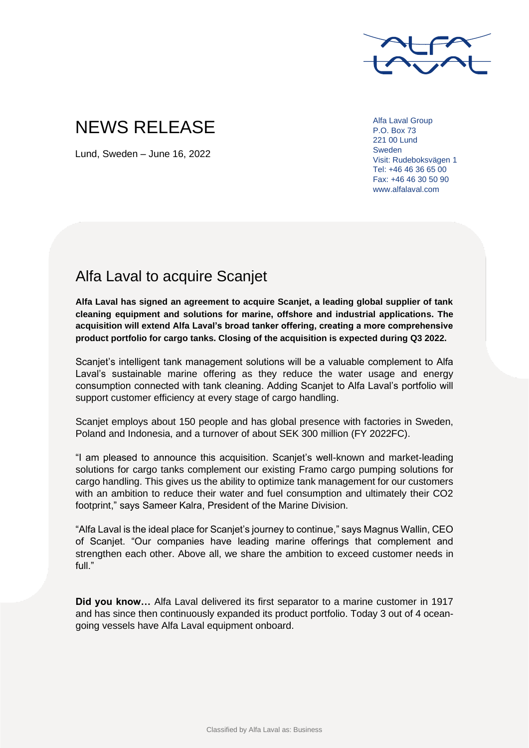# NEWS RELEASE

Lund, Sweden – June 16, 2022

Alfa Laval Group
P.O. Box 73
221 00 Lund
Sweden
Visit: Rudeboksvägen 1
Tel: +46 46 36 65 00
Fax: +46 46 30 50 90
www.alfalaval.com

## Alfa Laval to acquire Scanjet

**Alfa Laval has signed an agreement to acquire Scanjet, a leading global supplier of tank cleaning equipment and solutions for marine, offshore and industrial applications. The acquisition will extend Alfa Laval's broad tanker offering, creating a more comprehensive product portfolio for cargo tanks. Closing of the acquisition is expected during Q3 2022.**

Scanjet's intelligent tank management solutions will be a valuable complement to Alfa Laval's sustainable marine offering as they reduce the water usage and energy consumption connected with tank cleaning. Adding Scanjet to Alfa Laval's portfolio will support customer efficiency at every stage of cargo handling.

Scanjet employs about 150 people and has global presence with factories in Sweden, Poland and Indonesia, and a turnover of about SEK 300 million (FY 2022FC).

"I am pleased to announce this acquisition. Scanjet's well-known and market-leading solutions for cargo tanks complement our existing Framo cargo pumping solutions for cargo handling. This gives us the ability to optimize tank management for our customers with an ambition to reduce their water and fuel consumption and ultimately their CO2 footprint," says Sameer Kalra, President of the Marine Division.

"Alfa Laval is the ideal place for Scanjet's journey to continue," says Magnus Wallin, CEO of Scanjet. "Our companies have leading marine offerings that complement and strengthen each other. Above all, we share the ambition to exceed customer needs in full."

**Did you know…** Alfa Laval delivered its first separator to a marine customer in 1917 and has since then continuously expanded its product portfolio. Today 3 out of 4 ocean-going vessels have Alfa Laval equipment onboard.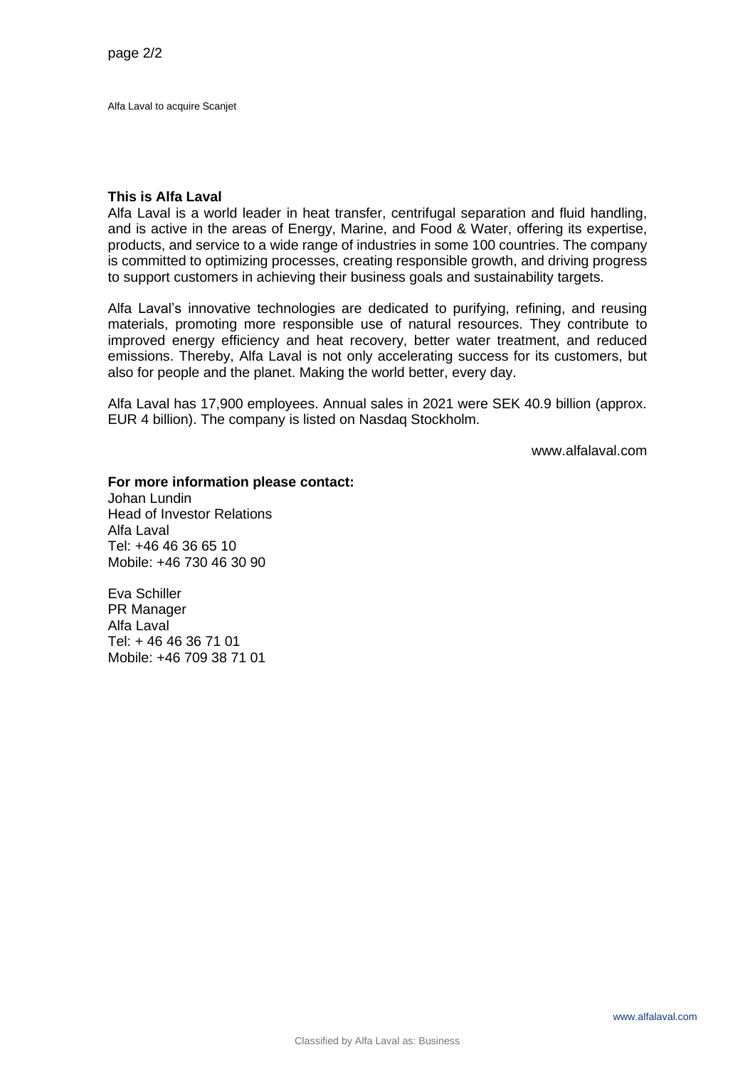**This is Alfa Laval**

Alfa Laval is a world leader in heat transfer, centrifugal separation and fluid handling, and is active in the areas of Energy, Marine, and Food & Water, offering its expertise, products, and service to a wide range of industries in some 100 countries. The company is committed to optimizing processes, creating responsible growth, and driving progress to support customers in achieving their business goals and sustainability targets.

Alfa Laval's innovative technologies are dedicated to purifying, refining, and reusing materials, promoting more responsible use of natural resources. They contribute to improved energy efficiency and heat recovery, better water treatment, and reduced emissions. Thereby, Alfa Laval is not only accelerating success for its customers, but also for people and the planet. Making the world better, every day.

Alfa Laval has 17,900 employees. Annual sales in 2021 were SEK 40.9 billion (approx. EUR 4 billion). The company is listed on Nasdaq Stockholm.

www.alfalaval.com

**For more information please contact:**

Johan Lundin
Head of Investor Relations
Alfa Laval
Tel: +46 46 36 65 10
Mobile: +46 730 46 30 90

Eva Schiller
PR Manager
Alfa Laval
Tel: + 46 46 36 71 01
Mobile: +46 709 38 71 01